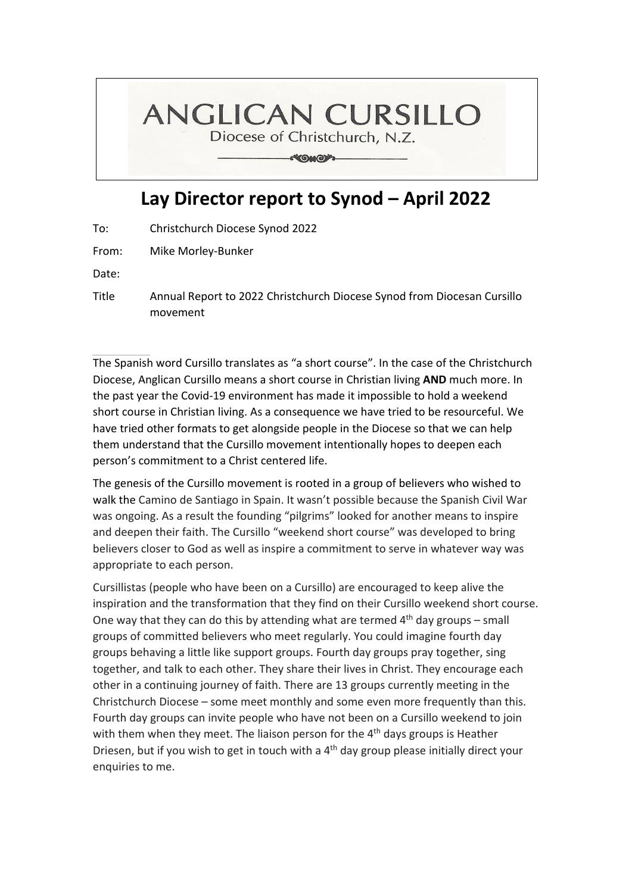ANGLICAN CURSILLO

Diocese of Christchurch, N.Z.

# Lay Director report to Synod – April 2022

To: Christchurch Diocese Synod 2022

From: Mike Morley-Bunker

Date:

Title Annual Report to 2022 Christchurch Diocese Synod from Diocesan Cursillo movement

The Spanish word Cursillo translates as "a short course". In the case of the Christchurch Diocese, Anglican Cursillo means a short course in Christian living **AND** much more. In the past year the Covid-19 environment has made it impossible to hold a weekend short course in Christian living. As a consequence we have tried to be resourceful. We have tried other formats to get alongside people in the Diocese so that we can help them understand that the Cursillo movement intentionally hopes to deepen each person's commitment to a Christ centered life.

The genesis of the Cursillo movement is rooted in a group of believers who wished to walk the Camino de Santiago in Spain. It wasn't possible because the Spanish Civil War was ongoing. As a result the founding "pilgrims" looked for another means to inspire and deepen their faith. The Cursillo "weekend short course" was developed to bring believers closer to God as well as inspire a commitment to serve in whatever way was appropriate to each person.

Cursillistas (people who have been on a Cursillo) are encouraged to keep alive the inspiration and the transformation that they find on their Cursillo weekend short course. One way that they can do this by attending what are termed 4th day groups – small groups of committed believers who meet regularly. You could imagine fourth day groups behaving a little like support groups. Fourth day groups pray together, sing together, and talk to each other. They share their lives in Christ. They encourage each other in a continuing journey of faith. There are 13 groups currently meeting in the Christchurch Diocese – some meet monthly and some even more frequently than this. Fourth day groups can invite people who have not been on a Cursillo weekend to join with them when they meet. The liaison person for the 4th days groups is Heather Driesen, but if you wish to get in touch with a 4th day group please initially direct your enquiries to me.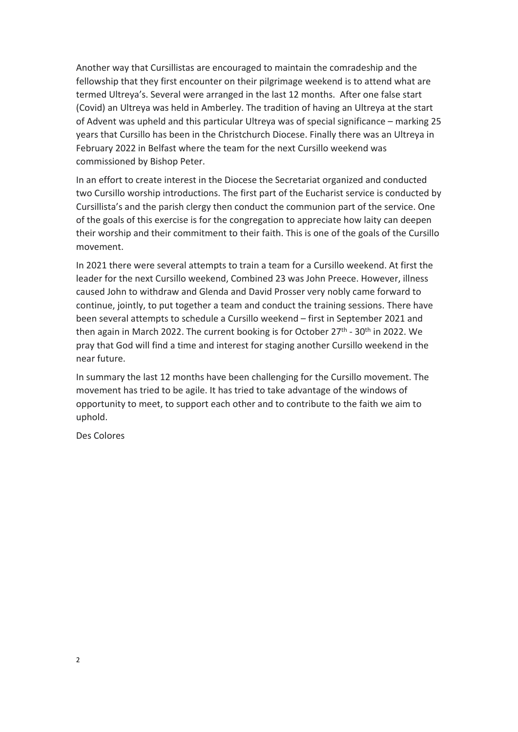Another way that Cursillistas are encouraged to maintain the comradeship and the fellowship that they first encounter on their pilgrimage weekend is to attend what are termed Ultreya's. Several were arranged in the last 12 months. After one false start (Covid) an Ultreya was held in Amberley. The tradition of having an Ultreya at the start of Advent was upheld and this particular Ultreya was of special significance – marking 25 years that Cursillo has been in the Christchurch Diocese. Finally there was an Ultreya in February 2022 in Belfast where the team for the next Cursillo weekend was commissioned by Bishop Peter.

In an effort to create interest in the Diocese the Secretariat organized and conducted two Cursillo worship introductions. The first part of the Eucharist service is conducted by Cursillista's and the parish clergy then conduct the communion part of the service. One of the goals of this exercise is for the congregation to appreciate how laity can deepen their worship and their commitment to their faith. This is one of the goals of the Cursillo movement.

In 2021 there were several attempts to train a team for a Cursillo weekend. At first the leader for the next Cursillo weekend, Combined 23 was John Preece. However, illness caused John to withdraw and Glenda and David Prosser very nobly came forward to continue, jointly, to put together a team and conduct the training sessions. There have been several attempts to schedule a Cursillo weekend – first in September 2021 and then again in March 2022. The current booking is for October 27th - 30th in 2022. We pray that God will find a time and interest for staging another Cursillo weekend in the near future.

In summary the last 12 months have been challenging for the Cursillo movement. The movement has tried to be agile. It has tried to take advantage of the windows of opportunity to meet, to support each other and to contribute to the faith we aim to uphold.

Des Colores